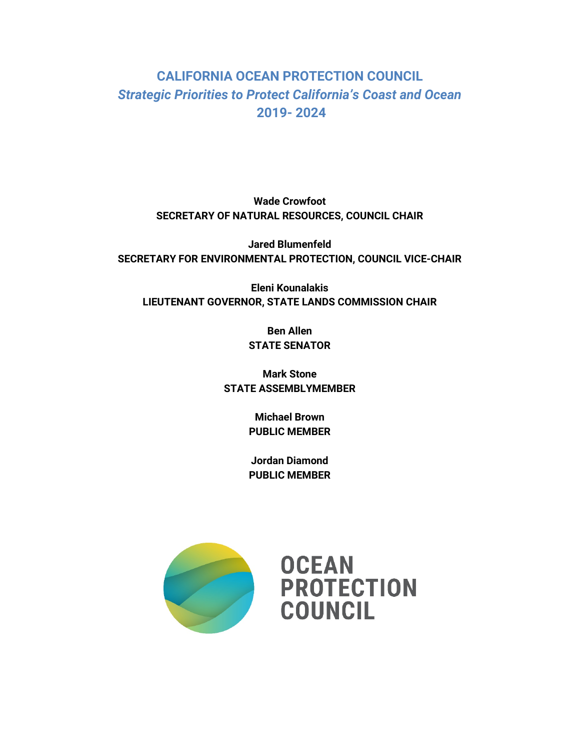# CALIFORNIA OCEAN PROTECTION COUNCIL

## *Strategic Priorities to Protect California's Coast and Ocean*

## 2019- 2024

**Wade Crowfoot**
**SECRETARY OF NATURAL RESOURCES, COUNCIL CHAIR**

**Jared Blumenfeld**
**SECRETARY FOR ENVIRONMENTAL PROTECTION, COUNCIL VICE-CHAIR**

**Eleni Kounalakis**
**LIEUTENANT GOVERNOR, STATE LANDS COMMISSION CHAIR**

**Ben Allen**
**STATE SENATOR**

**Mark Stone**
**STATE ASSEMBLYMEMBER**

**Michael Brown**
**PUBLIC MEMBER**

**Jordan Diamond**
**PUBLIC MEMBER**

OCEAN PROTECTION COUNCIL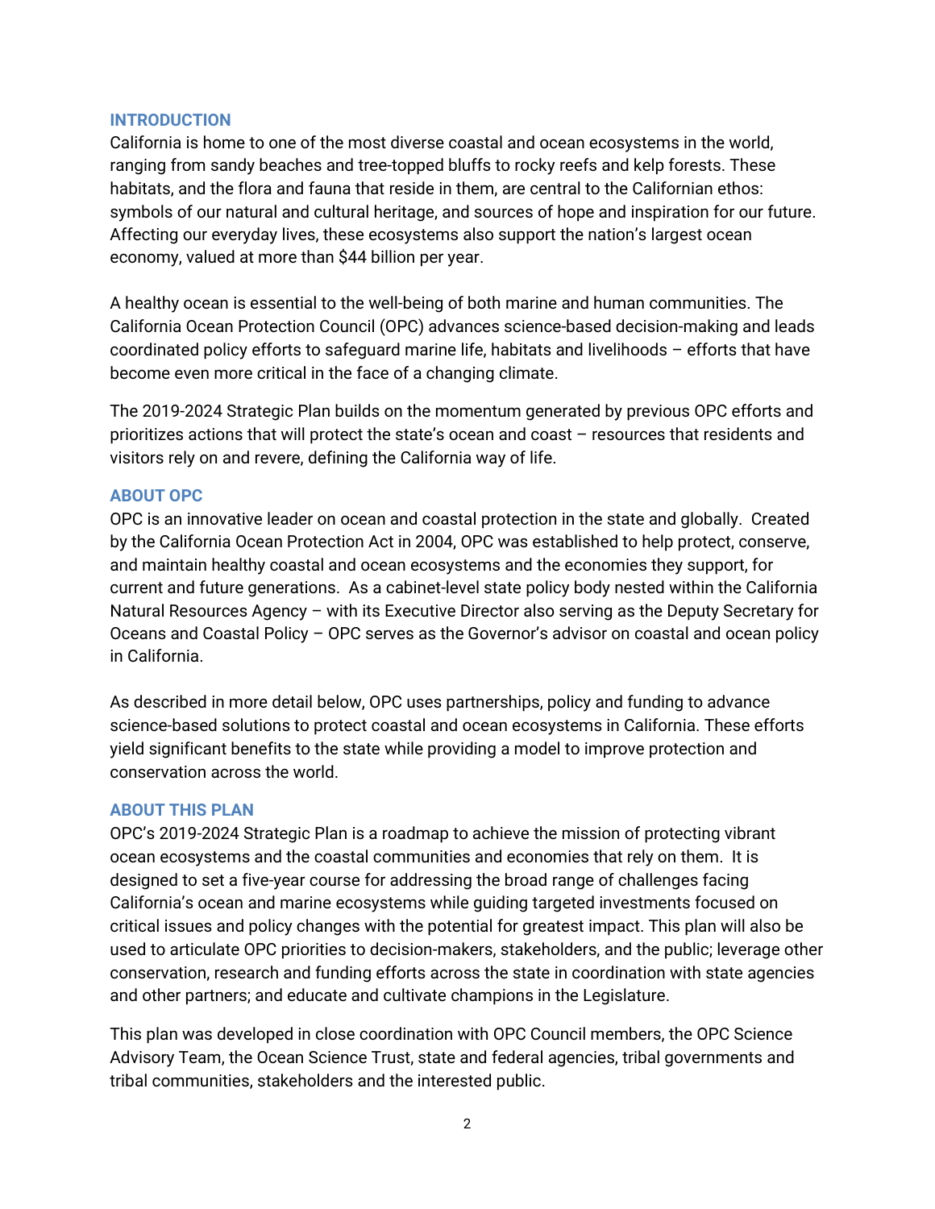## INTRODUCTION

California is home to one of the most diverse coastal and ocean ecosystems in the world, ranging from sandy beaches and tree-topped bluffs to rocky reefs and kelp forests. These habitats, and the flora and fauna that reside in them, are central to the Californian ethos: symbols of our natural and cultural heritage, and sources of hope and inspiration for our future. Affecting our everyday lives, these ecosystems also support the nation's largest ocean economy, valued at more than $44 billion per year.

A healthy ocean is essential to the well-being of both marine and human communities. The California Ocean Protection Council (OPC) advances science-based decision-making and leads coordinated policy efforts to safeguard marine life, habitats and livelihoods – efforts that have become even more critical in the face of a changing climate.

The 2019-2024 Strategic Plan builds on the momentum generated by previous OPC efforts and prioritizes actions that will protect the state's ocean and coast – resources that residents and visitors rely on and revere, defining the California way of life.

## ABOUT OPC

OPC is an innovative leader on ocean and coastal protection in the state and globally. Created by the California Ocean Protection Act in 2004, OPC was established to help protect, conserve, and maintain healthy coastal and ocean ecosystems and the economies they support, for current and future generations. As a cabinet-level state policy body nested within the California Natural Resources Agency – with its Executive Director also serving as the Deputy Secretary for Oceans and Coastal Policy – OPC serves as the Governor's advisor on coastal and ocean policy in California.

As described in more detail below, OPC uses partnerships, policy and funding to advance science-based solutions to protect coastal and ocean ecosystems in California. These efforts yield significant benefits to the state while providing a model to improve protection and conservation across the world.

## ABOUT THIS PLAN

OPC's 2019-2024 Strategic Plan is a roadmap to achieve the mission of protecting vibrant ocean ecosystems and the coastal communities and economies that rely on them. It is designed to set a five-year course for addressing the broad range of challenges facing California's ocean and marine ecosystems while guiding targeted investments focused on critical issues and policy changes with the potential for greatest impact. This plan will also be used to articulate OPC priorities to decision-makers, stakeholders, and the public; leverage other conservation, research and funding efforts across the state in coordination with state agencies and other partners; and educate and cultivate champions in the Legislature.

This plan was developed in close coordination with OPC Council members, the OPC Science Advisory Team, the Ocean Science Trust, state and federal agencies, tribal governments and tribal communities, stakeholders and the interested public.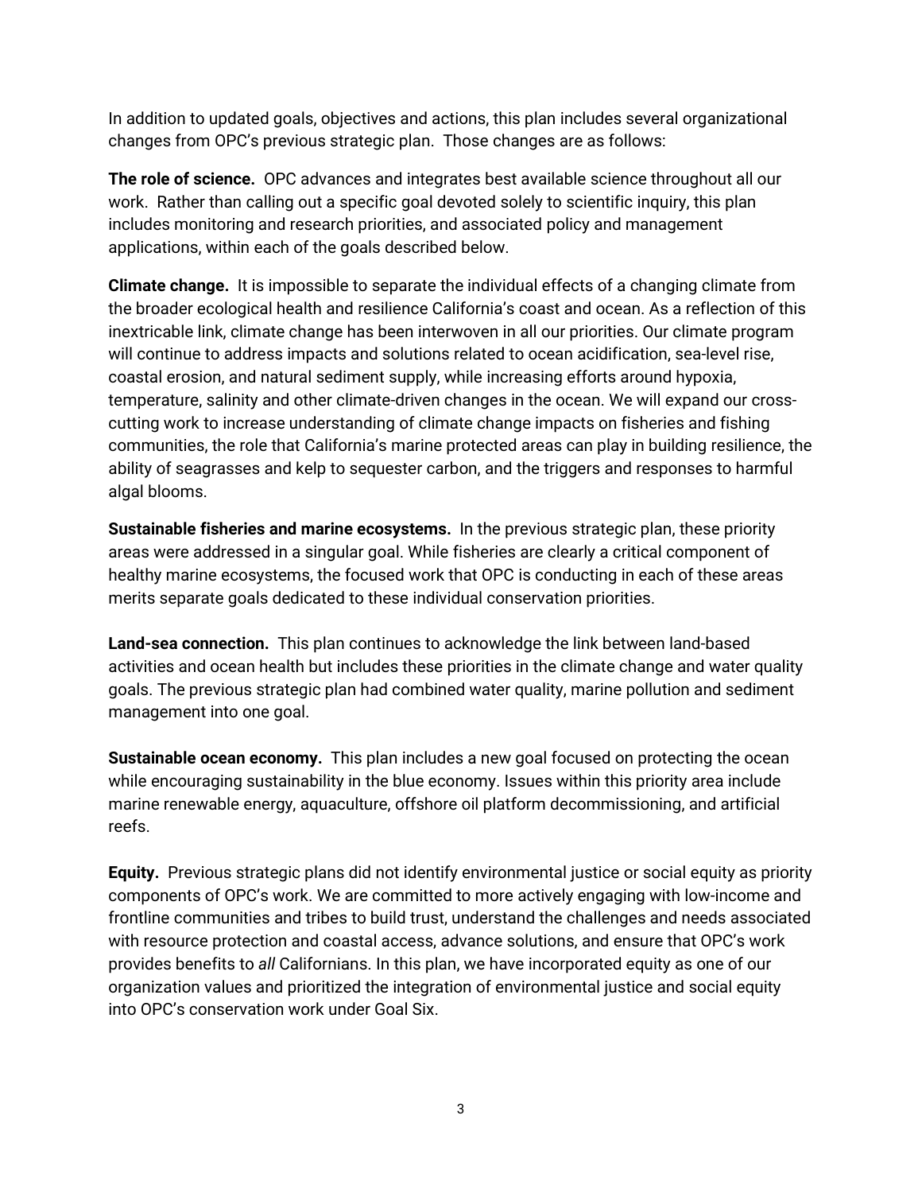In addition to updated goals, objectives and actions, this plan includes several organizational changes from OPC's previous strategic plan. Those changes are as follows:

**The role of science.** OPC advances and integrates best available science throughout all our work. Rather than calling out a specific goal devoted solely to scientific inquiry, this plan includes monitoring and research priorities, and associated policy and management applications, within each of the goals described below.

**Climate change.** It is impossible to separate the individual effects of a changing climate from the broader ecological health and resilience California's coast and ocean. As a reflection of this inextricable link, climate change has been interwoven in all our priorities. Our climate program will continue to address impacts and solutions related to ocean acidification, sea-level rise, coastal erosion, and natural sediment supply, while increasing efforts around hypoxia, temperature, salinity and other climate-driven changes in the ocean. We will expand our cross-cutting work to increase understanding of climate change impacts on fisheries and fishing communities, the role that California's marine protected areas can play in building resilience, the ability of seagrasses and kelp to sequester carbon, and the triggers and responses to harmful algal blooms.

**Sustainable fisheries and marine ecosystems.** In the previous strategic plan, these priority areas were addressed in a singular goal. While fisheries are clearly a critical component of healthy marine ecosystems, the focused work that OPC is conducting in each of these areas merits separate goals dedicated to these individual conservation priorities.

**Land-sea connection.** This plan continues to acknowledge the link between land-based activities and ocean health but includes these priorities in the climate change and water quality goals. The previous strategic plan had combined water quality, marine pollution and sediment management into one goal.

**Sustainable ocean economy.** This plan includes a new goal focused on protecting the ocean while encouraging sustainability in the blue economy. Issues within this priority area include marine renewable energy, aquaculture, offshore oil platform decommissioning, and artificial reefs.

**Equity.** Previous strategic plans did not identify environmental justice or social equity as priority components of OPC's work. We are committed to more actively engaging with low-income and frontline communities and tribes to build trust, understand the challenges and needs associated with resource protection and coastal access, advance solutions, and ensure that OPC's work provides benefits to *all* Californians. In this plan, we have incorporated equity as one of our organization values and prioritized the integration of environmental justice and social equity into OPC's conservation work under Goal Six.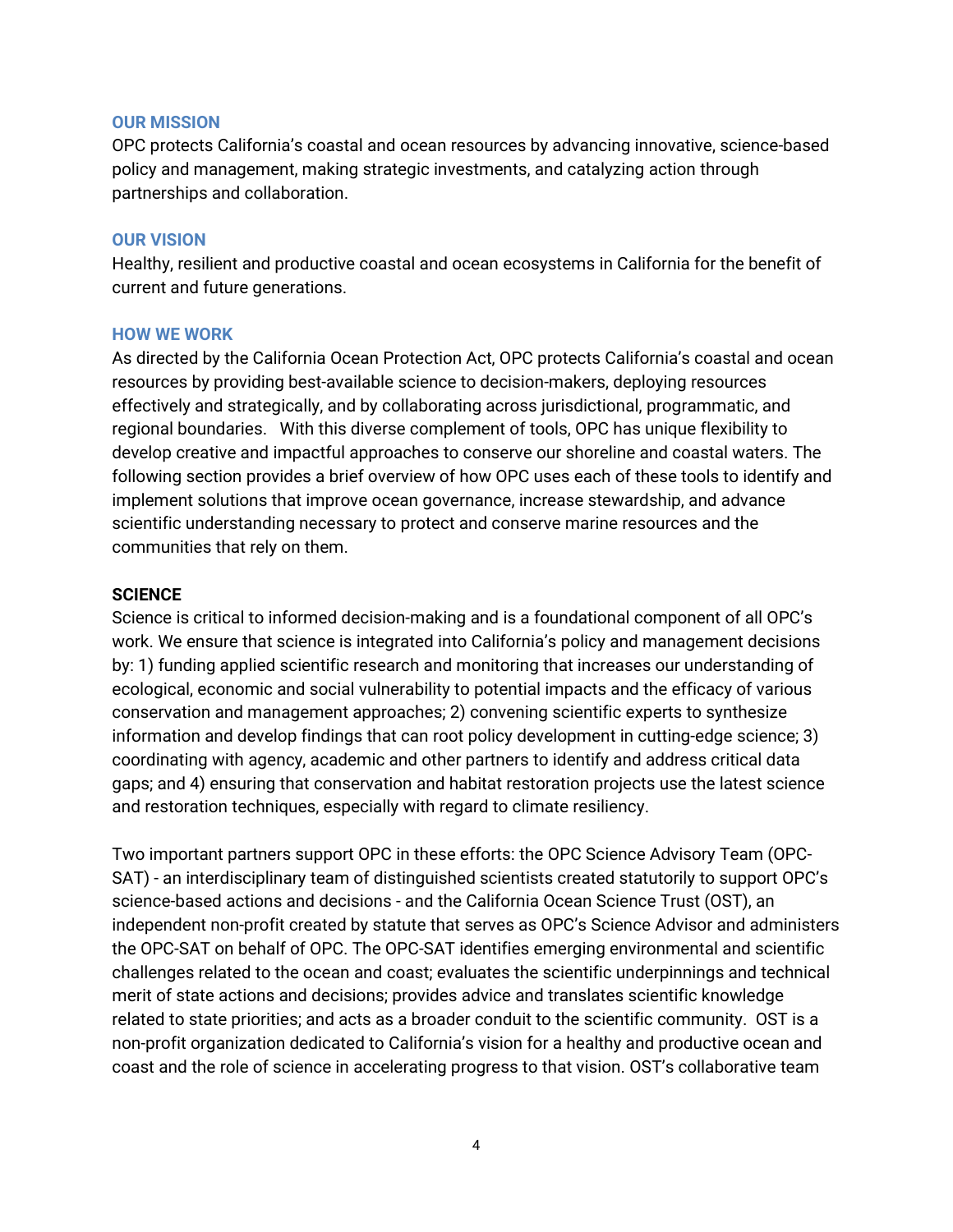## OUR MISSION

OPC protects California's coastal and ocean resources by advancing innovative, science-based policy and management, making strategic investments, and catalyzing action through partnerships and collaboration.

## OUR VISION

Healthy, resilient and productive coastal and ocean ecosystems in California for the benefit of current and future generations.

## HOW WE WORK

As directed by the California Ocean Protection Act, OPC protects California's coastal and ocean resources by providing best-available science to decision-makers, deploying resources effectively and strategically, and by collaborating across jurisdictional, programmatic, and regional boundaries. With this diverse complement of tools, OPC has unique flexibility to develop creative and impactful approaches to conserve our shoreline and coastal waters. The following section provides a brief overview of how OPC uses each of these tools to identify and implement solutions that improve ocean governance, increase stewardship, and advance scientific understanding necessary to protect and conserve marine resources and the communities that rely on them.

### SCIENCE

Science is critical to informed decision-making and is a foundational component of all OPC's work. We ensure that science is integrated into California's policy and management decisions by: 1) funding applied scientific research and monitoring that increases our understanding of ecological, economic and social vulnerability to potential impacts and the efficacy of various conservation and management approaches; 2) convening scientific experts to synthesize information and develop findings that can root policy development in cutting-edge science; 3) coordinating with agency, academic and other partners to identify and address critical data gaps; and 4) ensuring that conservation and habitat restoration projects use the latest science and restoration techniques, especially with regard to climate resiliency.

Two important partners support OPC in these efforts: the OPC Science Advisory Team (OPC-SAT) - an interdisciplinary team of distinguished scientists created statutorily to support OPC's science-based actions and decisions - and the California Ocean Science Trust (OST), an independent non-profit created by statute that serves as OPC's Science Advisor and administers the OPC-SAT on behalf of OPC. The OPC-SAT identifies emerging environmental and scientific challenges related to the ocean and coast; evaluates the scientific underpinnings and technical merit of state actions and decisions; provides advice and translates scientific knowledge related to state priorities; and acts as a broader conduit to the scientific community. OST is a non-profit organization dedicated to California's vision for a healthy and productive ocean and coast and the role of science in accelerating progress to that vision. OST's collaborative team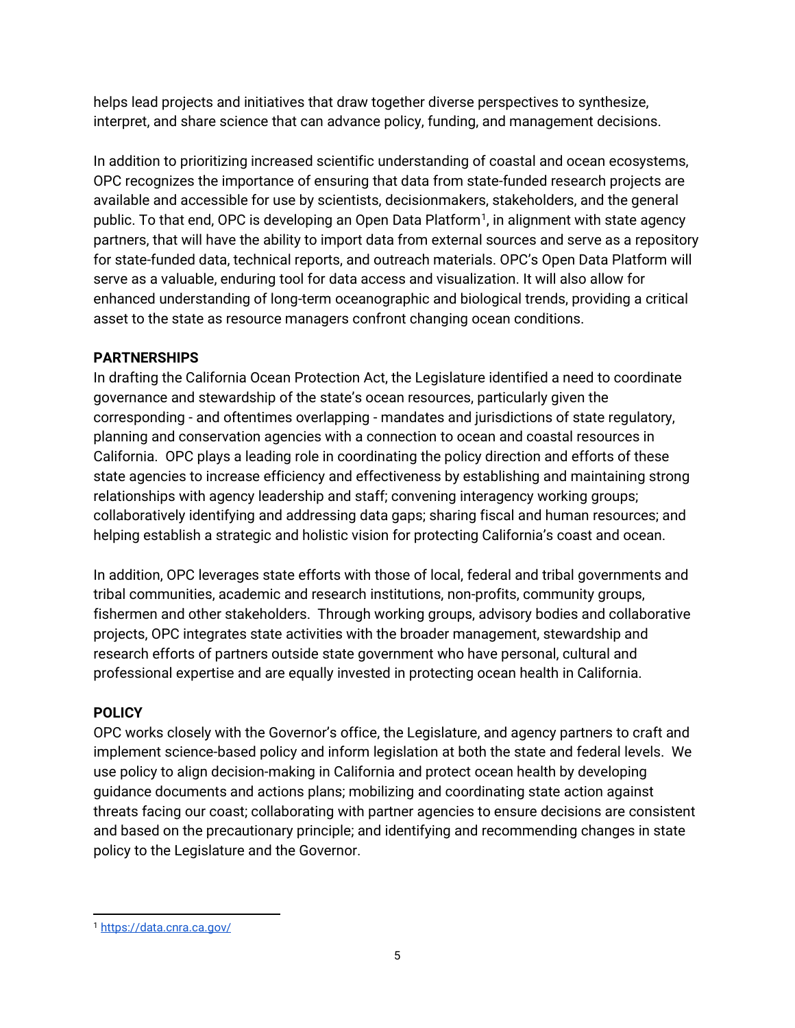helps lead projects and initiatives that draw together diverse perspectives to synthesize, interpret, and share science that can advance policy, funding, and management decisions.

In addition to prioritizing increased scientific understanding of coastal and ocean ecosystems, OPC recognizes the importance of ensuring that data from state-funded research projects are available and accessible for use by scientists, decisionmakers, stakeholders, and the general public. To that end, OPC is developing an Open Data Platform[1], in alignment with state agency partners, that will have the ability to import data from external sources and serve as a repository for state-funded data, technical reports, and outreach materials. OPC's Open Data Platform will serve as a valuable, enduring tool for data access and visualization. It will also allow for enhanced understanding of long-term oceanographic and biological trends, providing a critical asset to the state as resource managers confront changing ocean conditions.

**PARTNERSHIPS**

In drafting the California Ocean Protection Act, the Legislature identified a need to coordinate governance and stewardship of the state's ocean resources, particularly given the corresponding - and oftentimes overlapping - mandates and jurisdictions of state regulatory, planning and conservation agencies with a connection to ocean and coastal resources in California. OPC plays a leading role in coordinating the policy direction and efforts of these state agencies to increase efficiency and effectiveness by establishing and maintaining strong relationships with agency leadership and staff; convening interagency working groups; collaboratively identifying and addressing data gaps; sharing fiscal and human resources; and helping establish a strategic and holistic vision for protecting California's coast and ocean.

In addition, OPC leverages state efforts with those of local, federal and tribal governments and tribal communities, academic and research institutions, non-profits, community groups, fishermen and other stakeholders. Through working groups, advisory bodies and collaborative projects, OPC integrates state activities with the broader management, stewardship and research efforts of partners outside state government who have personal, cultural and professional expertise and are equally invested in protecting ocean health in California.

**POLICY**

OPC works closely with the Governor's office, the Legislature, and agency partners to craft and implement science-based policy and inform legislation at both the state and federal levels. We use policy to align decision-making in California and protect ocean health by developing guidance documents and actions plans; mobilizing and coordinating state action against threats facing our coast; collaborating with partner agencies to ensure decisions are consistent and based on the precautionary principle; and identifying and recommending changes in state policy to the Legislature and the Governor.

---

[1] https://data.cnra.ca.gov/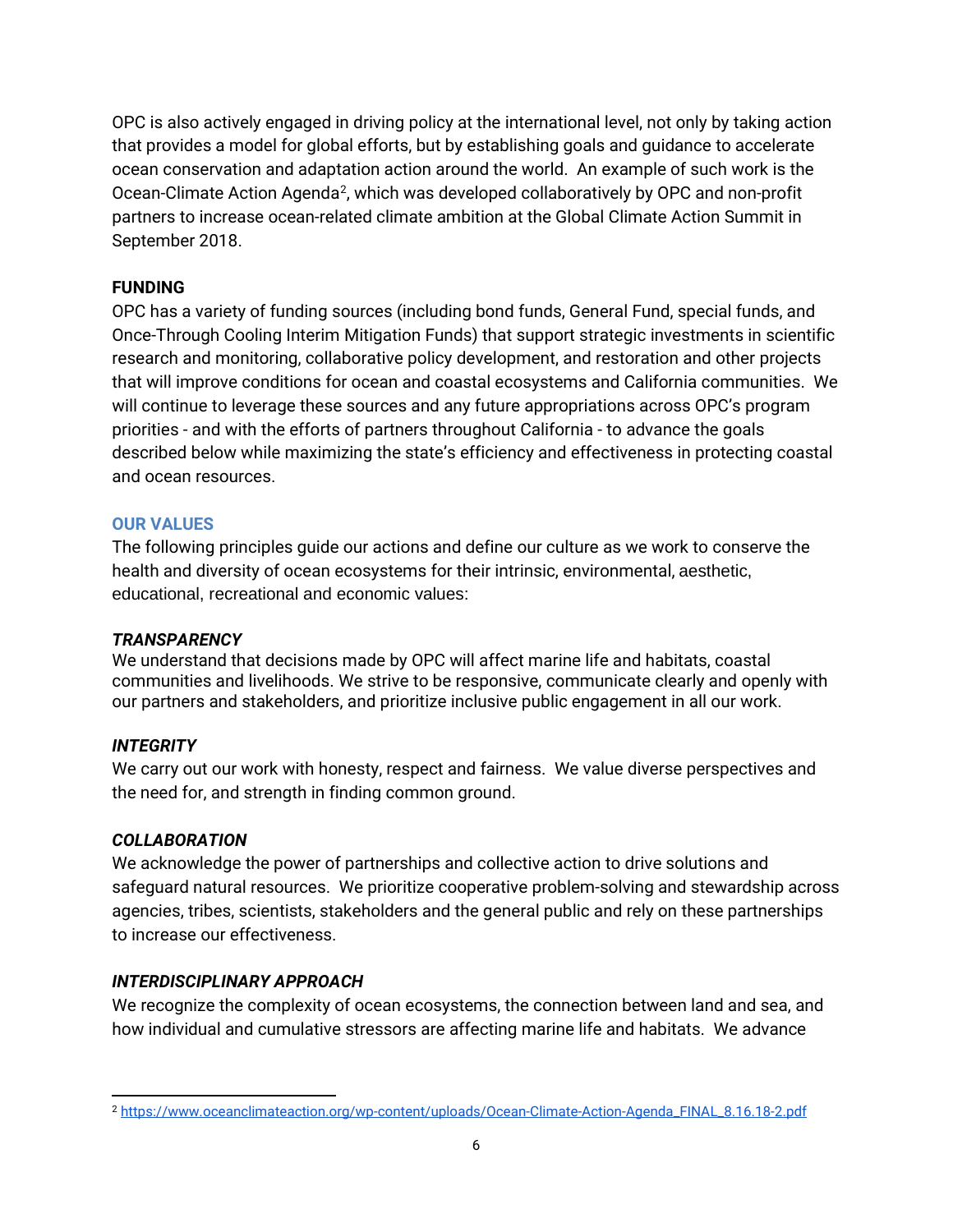OPC is also actively engaged in driving policy at the international level, not only by taking action that provides a model for global efforts, but by establishing goals and guidance to accelerate ocean conservation and adaptation action around the world. An example of such work is the Ocean-Climate Action Agenda[2], which was developed collaboratively by OPC and non-profit partners to increase ocean-related climate ambition at the Global Climate Action Summit in September 2018.

**FUNDING**

OPC has a variety of funding sources (including bond funds, General Fund, special funds, and Once-Through Cooling Interim Mitigation Funds) that support strategic investments in scientific research and monitoring, collaborative policy development, and restoration and other projects that will improve conditions for ocean and coastal ecosystems and California communities. We will continue to leverage these sources and any future appropriations across OPC's program priorities - and with the efforts of partners throughout California - to advance the goals described below while maximizing the state's efficiency and effectiveness in protecting coastal and ocean resources.

## OUR VALUES

The following principles guide our actions and define our culture as we work to conserve the health and diversity of ocean ecosystems for their intrinsic, environmental, aesthetic, educational, recreational and economic values:

***TRANSPARENCY***

We understand that decisions made by OPC will affect marine life and habitats, coastal communities and livelihoods. We strive to be responsive, communicate clearly and openly with our partners and stakeholders, and prioritize inclusive public engagement in all our work.

***INTEGRITY***

We carry out our work with honesty, respect and fairness. We value diverse perspectives and the need for, and strength in finding common ground.

***COLLABORATION***

We acknowledge the power of partnerships and collective action to drive solutions and safeguard natural resources. We prioritize cooperative problem-solving and stewardship across agencies, tribes, scientists, stakeholders and the general public and rely on these partnerships to increase our effectiveness.

***INTERDISCIPLINARY APPROACH***

We recognize the complexity of ocean ecosystems, the connection between land and sea, and how individual and cumulative stressors are affecting marine life and habitats. We advance

---

[2] https://www.oceanclimateaction.org/wp-content/uploads/Ocean-Climate-Action-Agenda_FINAL_8.16.18-2.pdf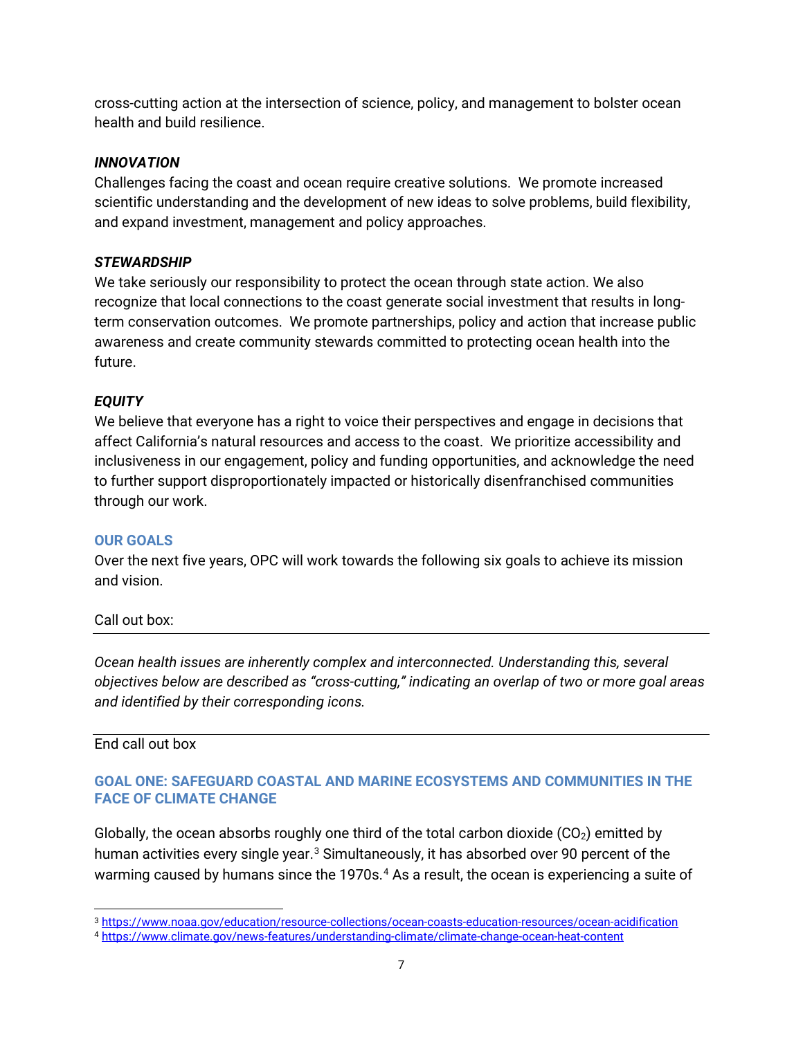cross-cutting action at the intersection of science, policy, and management to bolster ocean health and build resilience.

### *INNOVATION*

Challenges facing the coast and ocean require creative solutions. We promote increased scientific understanding and the development of new ideas to solve problems, build flexibility, and expand investment, management and policy approaches.

### *STEWARDSHIP*

We take seriously our responsibility to protect the ocean through state action. We also recognize that local connections to the coast generate social investment that results in long-term conservation outcomes. We promote partnerships, policy and action that increase public awareness and create community stewards committed to protecting ocean health into the future.

### *EQUITY*

We believe that everyone has a right to voice their perspectives and engage in decisions that affect California's natural resources and access to the coast. We prioritize accessibility and inclusiveness in our engagement, policy and funding opportunities, and acknowledge the need to further support disproportionately impacted or historically disenfranchised communities through our work.

## OUR GOALS

Over the next five years, OPC will work towards the following six goals to achieve its mission and vision.

Call out box:

---

*Ocean health issues are inherently complex and interconnected. Understanding this, several objectives below are described as "cross-cutting," indicating an overlap of two or more goal areas and identified by their corresponding icons.*

---

End call out box

## GOAL ONE: SAFEGUARD COASTAL AND MARINE ECOSYSTEMS AND COMMUNITIES IN THE FACE OF CLIMATE CHANGE

Globally, the ocean absorbs roughly one third of the total carbon dioxide ($CO_2$) emitted by human activities every single year.[3] Simultaneously, it has absorbed over 90 percent of the warming caused by humans since the 1970s.[4] As a result, the ocean is experiencing a suite of

[3] https://www.noaa.gov/education/resource-collections/ocean-coasts-education-resources/ocean-acidification

[4] https://www.climate.gov/news-features/understanding-climate/climate-change-ocean-heat-content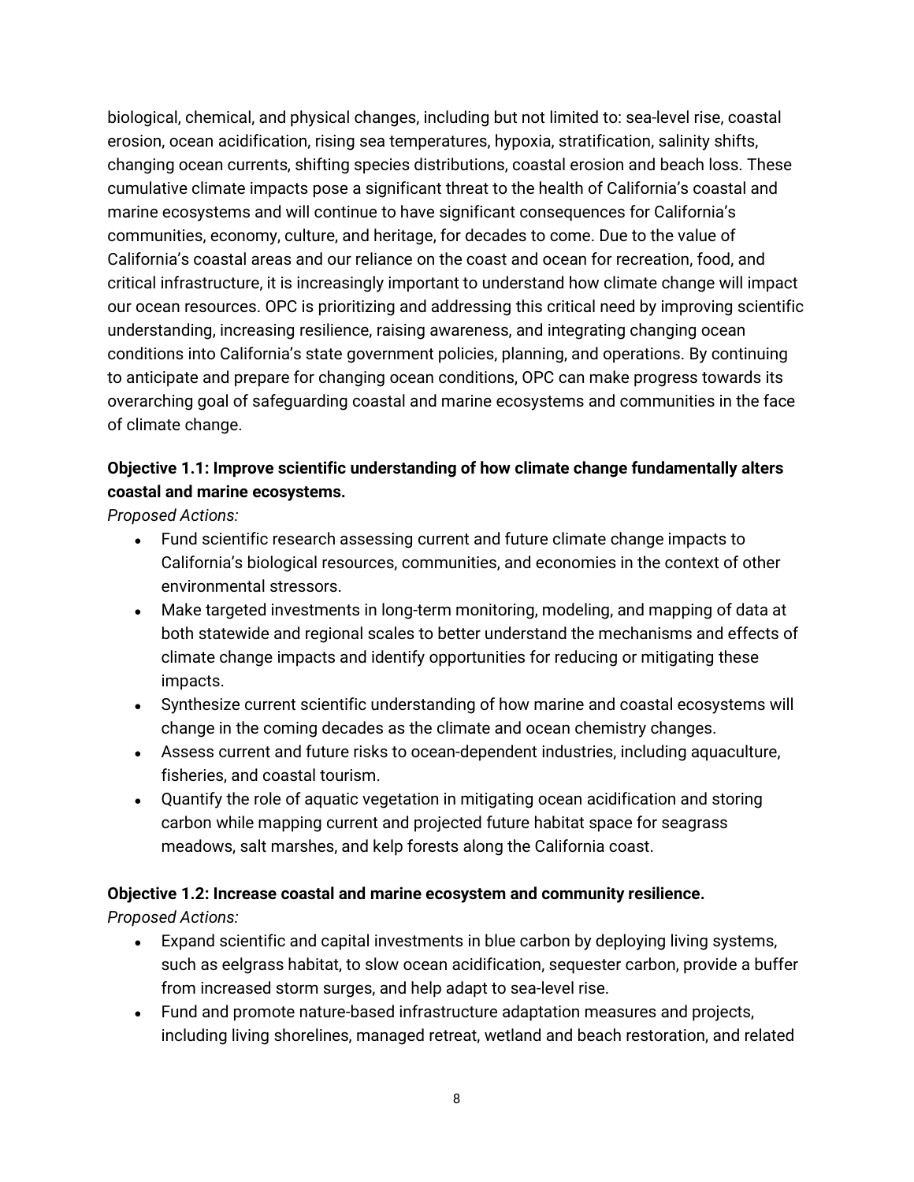biological, chemical, and physical changes, including but not limited to: sea-level rise, coastal erosion, ocean acidification, rising sea temperatures, hypoxia, stratification, salinity shifts, changing ocean currents, shifting species distributions, coastal erosion and beach loss. These cumulative climate impacts pose a significant threat to the health of California's coastal and marine ecosystems and will continue to have significant consequences for California's communities, economy, culture, and heritage, for decades to come. Due to the value of California's coastal areas and our reliance on the coast and ocean for recreation, food, and critical infrastructure, it is increasingly important to understand how climate change will impact our ocean resources. OPC is prioritizing and addressing this critical need by improving scientific understanding, increasing resilience, raising awareness, and integrating changing ocean conditions into California's state government policies, planning, and operations. By continuing to anticipate and prepare for changing ocean conditions, OPC can make progress towards its overarching goal of safeguarding coastal and marine ecosystems and communities in the face of climate change.

**Objective 1.1: Improve scientific understanding of how climate change fundamentally alters coastal and marine ecosystems.**

*Proposed Actions:*

- Fund scientific research assessing current and future climate change impacts to California's biological resources, communities, and economies in the context of other environmental stressors.
- Make targeted investments in long-term monitoring, modeling, and mapping of data at both statewide and regional scales to better understand the mechanisms and effects of climate change impacts and identify opportunities for reducing or mitigating these impacts.
- Synthesize current scientific understanding of how marine and coastal ecosystems will change in the coming decades as the climate and ocean chemistry changes.
- Assess current and future risks to ocean-dependent industries, including aquaculture, fisheries, and coastal tourism.
- Quantify the role of aquatic vegetation in mitigating ocean acidification and storing carbon while mapping current and projected future habitat space for seagrass meadows, salt marshes, and kelp forests along the California coast.

**Objective 1.2: Increase coastal and marine ecosystem and community resilience.**

*Proposed Actions:*

- Expand scientific and capital investments in blue carbon by deploying living systems, such as eelgrass habitat, to slow ocean acidification, sequester carbon, provide a buffer from increased storm surges, and help adapt to sea-level rise.
- Fund and promote nature-based infrastructure adaptation measures and projects, including living shorelines, managed retreat, wetland and beach restoration, and related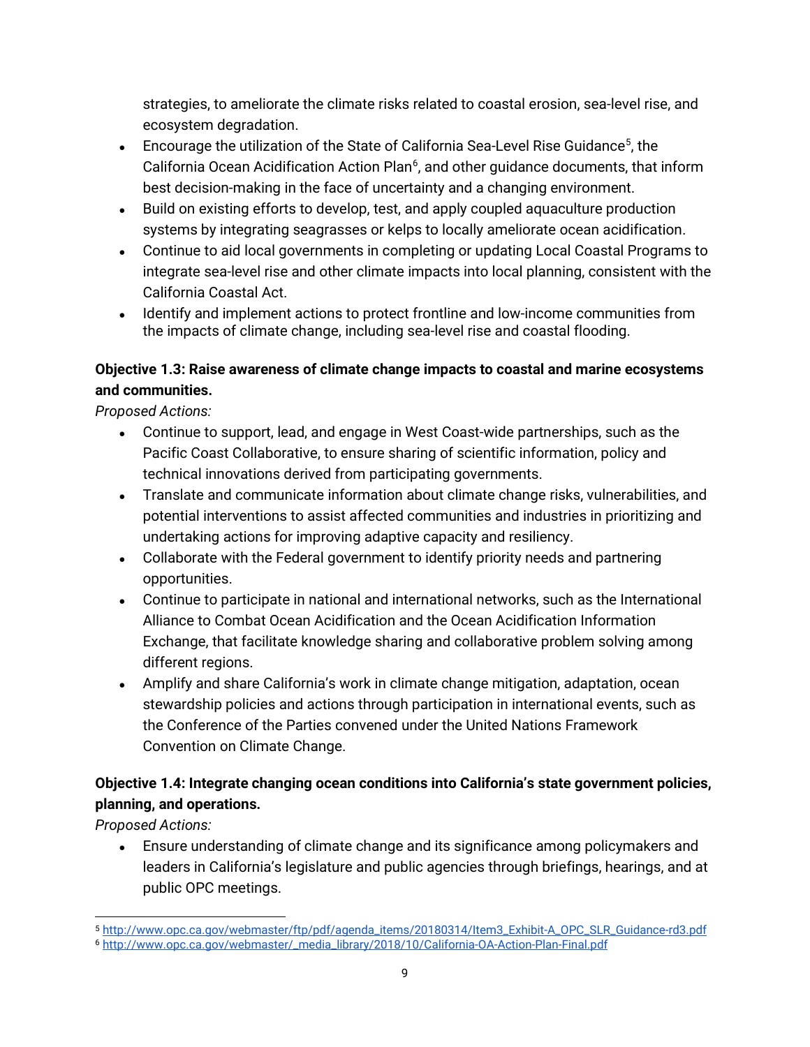strategies, to ameliorate the climate risks related to coastal erosion, sea-level rise, and ecosystem degradation.

- Encourage the utilization of the State of California Sea-Level Rise Guidance[5], the California Ocean Acidification Action Plan[6], and other guidance documents, that inform best decision-making in the face of uncertainty and a changing environment.
- Build on existing efforts to develop, test, and apply coupled aquaculture production systems by integrating seagrasses or kelps to locally ameliorate ocean acidification.
- Continue to aid local governments in completing or updating Local Coastal Programs to integrate sea-level rise and other climate impacts into local planning, consistent with the California Coastal Act.
- Identify and implement actions to protect frontline and low-income communities from the impacts of climate change, including sea-level rise and coastal flooding.

**Objective 1.3: Raise awareness of climate change impacts to coastal and marine ecosystems and communities.**

*Proposed Actions:*

- Continue to support, lead, and engage in West Coast-wide partnerships, such as the Pacific Coast Collaborative, to ensure sharing of scientific information, policy and technical innovations derived from participating governments.
- Translate and communicate information about climate change risks, vulnerabilities, and potential interventions to assist affected communities and industries in prioritizing and undertaking actions for improving adaptive capacity and resiliency.
- Collaborate with the Federal government to identify priority needs and partnering opportunities.
- Continue to participate in national and international networks, such as the International Alliance to Combat Ocean Acidification and the Ocean Acidification Information Exchange, that facilitate knowledge sharing and collaborative problem solving among different regions.
- Amplify and share California's work in climate change mitigation, adaptation, ocean stewardship policies and actions through participation in international events, such as the Conference of the Parties convened under the United Nations Framework Convention on Climate Change.

**Objective 1.4: Integrate changing ocean conditions into California's state government policies, planning, and operations.**

*Proposed Actions:*

- Ensure understanding of climate change and its significance among policymakers and leaders in California's legislature and public agencies through briefings, hearings, and at public OPC meetings.

---

[5] http://www.opc.ca.gov/webmaster/ftp/pdf/agenda_items/20180314/Item3_Exhibit-A_OPC_SLR_Guidance-rd3.pdf

[6] http://www.opc.ca.gov/webmaster/_media_library/2018/10/California-OA-Action-Plan-Final.pdf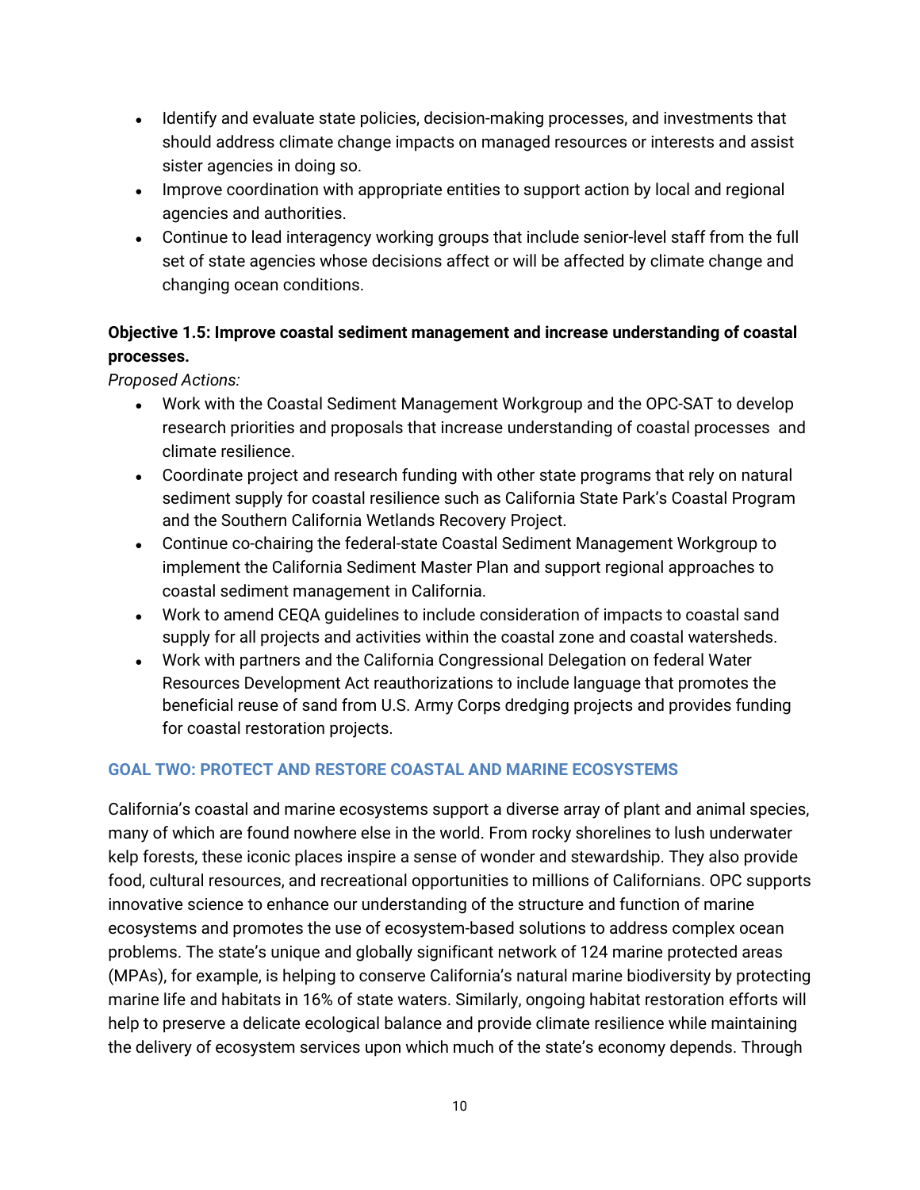- Identify and evaluate state policies, decision-making processes, and investments that should address climate change impacts on managed resources or interests and assist sister agencies in doing so.
- Improve coordination with appropriate entities to support action by local and regional agencies and authorities.
- Continue to lead interagency working groups that include senior-level staff from the full set of state agencies whose decisions affect or will be affected by climate change and changing ocean conditions.

**Objective 1.5: Improve coastal sediment management and increase understanding of coastal processes.**

*Proposed Actions:*

- Work with the Coastal Sediment Management Workgroup and the OPC-SAT to develop research priorities and proposals that increase understanding of coastal processes and climate resilience.
- Coordinate project and research funding with other state programs that rely on natural sediment supply for coastal resilience such as California State Park's Coastal Program and the Southern California Wetlands Recovery Project.
- Continue co-chairing the federal-state Coastal Sediment Management Workgroup to implement the California Sediment Master Plan and support regional approaches to coastal sediment management in California.
- Work to amend CEQA guidelines to include consideration of impacts to coastal sand supply for all projects and activities within the coastal zone and coastal watersheds.
- Work with partners and the California Congressional Delegation on federal Water Resources Development Act reauthorizations to include language that promotes the beneficial reuse of sand from U.S. Army Corps dredging projects and provides funding for coastal restoration projects.

## GOAL TWO: PROTECT AND RESTORE COASTAL AND MARINE ECOSYSTEMS

California's coastal and marine ecosystems support a diverse array of plant and animal species, many of which are found nowhere else in the world. From rocky shorelines to lush underwater kelp forests, these iconic places inspire a sense of wonder and stewardship. They also provide food, cultural resources, and recreational opportunities to millions of Californians. OPC supports innovative science to enhance our understanding of the structure and function of marine ecosystems and promotes the use of ecosystem-based solutions to address complex ocean problems. The state's unique and globally significant network of 124 marine protected areas (MPAs), for example, is helping to conserve California's natural marine biodiversity by protecting marine life and habitats in 16% of state waters. Similarly, ongoing habitat restoration efforts will help to preserve a delicate ecological balance and provide climate resilience while maintaining the delivery of ecosystem services upon which much of the state's economy depends. Through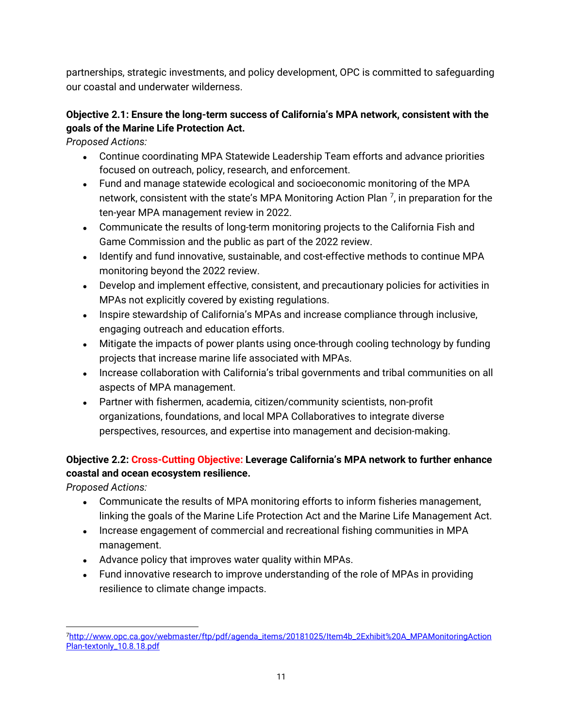partnerships, strategic investments, and policy development, OPC is committed to safeguarding our coastal and underwater wilderness.

**Objective 2.1: Ensure the long-term success of California's MPA network, consistent with the goals of the Marine Life Protection Act.**
*Proposed Actions:*

- Continue coordinating MPA Statewide Leadership Team efforts and advance priorities focused on outreach, policy, research, and enforcement.
- Fund and manage statewide ecological and socioeconomic monitoring of the MPA network, consistent with the state's MPA Monitoring Action Plan [7], in preparation for the ten-year MPA management review in 2022.
- Communicate the results of long-term monitoring projects to the California Fish and Game Commission and the public as part of the 2022 review.
- Identify and fund innovative, sustainable, and cost-effective methods to continue MPA monitoring beyond the 2022 review.
- Develop and implement effective, consistent, and precautionary policies for activities in MPAs not explicitly covered by existing regulations.
- Inspire stewardship of California's MPAs and increase compliance through inclusive, engaging outreach and education efforts.
- Mitigate the impacts of power plants using once-through cooling technology by funding projects that increase marine life associated with MPAs.
- Increase collaboration with California's tribal governments and tribal communities on all aspects of MPA management.
- Partner with fishermen, academia, citizen/community scientists, non-profit organizations, foundations, and local MPA Collaboratives to integrate diverse perspectives, resources, and expertise into management and decision-making.

**Objective 2.2: Cross-Cutting Objective: Leverage California's MPA network to further enhance coastal and ocean ecosystem resilience.**
*Proposed Actions:*

- Communicate the results of MPA monitoring efforts to inform fisheries management, linking the goals of the Marine Life Protection Act and the Marine Life Management Act.
- Increase engagement of commercial and recreational fishing communities in MPA management.
- Advance policy that improves water quality within MPAs.
- Fund innovative research to improve understanding of the role of MPAs in providing resilience to climate change impacts.

---

[7] http://www.opc.ca.gov/webmaster/ftp/pdf/agenda_items/20181025/Item4b_2Exhibit%20A_MPAMonitoringActionPlan-textonly_10.8.18.pdf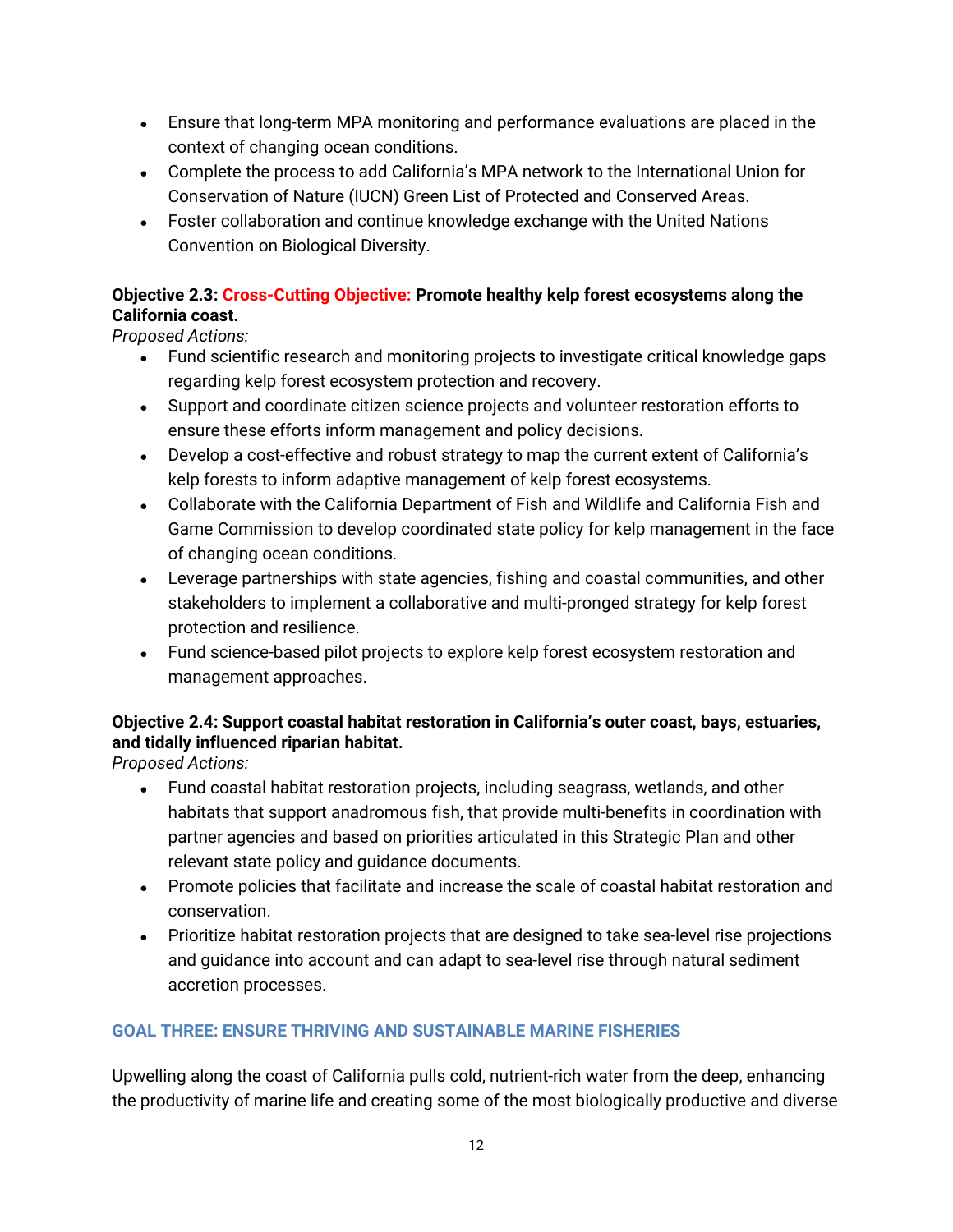- Ensure that long-term MPA monitoring and performance evaluations are placed in the context of changing ocean conditions.
- Complete the process to add California's MPA network to the International Union for Conservation of Nature (IUCN) Green List of Protected and Conserved Areas.
- Foster collaboration and continue knowledge exchange with the United Nations Convention on Biological Diversity.

**Objective 2.3: Cross-Cutting Objective: Promote healthy kelp forest ecosystems along the California coast.**

*Proposed Actions:*

- Fund scientific research and monitoring projects to investigate critical knowledge gaps regarding kelp forest ecosystem protection and recovery.
- Support and coordinate citizen science projects and volunteer restoration efforts to ensure these efforts inform management and policy decisions.
- Develop a cost-effective and robust strategy to map the current extent of California's kelp forests to inform adaptive management of kelp forest ecosystems.
- Collaborate with the California Department of Fish and Wildlife and California Fish and Game Commission to develop coordinated state policy for kelp management in the face of changing ocean conditions.
- Leverage partnerships with state agencies, fishing and coastal communities, and other stakeholders to implement a collaborative and multi-pronged strategy for kelp forest protection and resilience.
- Fund science-based pilot projects to explore kelp forest ecosystem restoration and management approaches.

**Objective 2.4: Support coastal habitat restoration in California's outer coast, bays, estuaries, and tidally influenced riparian habitat.**

*Proposed Actions:*

- Fund coastal habitat restoration projects, including seagrass, wetlands, and other habitats that support anadromous fish, that provide multi-benefits in coordination with partner agencies and based on priorities articulated in this Strategic Plan and other relevant state policy and guidance documents.
- Promote policies that facilitate and increase the scale of coastal habitat restoration and conservation.
- Prioritize habitat restoration projects that are designed to take sea-level rise projections and guidance into account and can adapt to sea-level rise through natural sediment accretion processes.

## GOAL THREE: ENSURE THRIVING AND SUSTAINABLE MARINE FISHERIES

Upwelling along the coast of California pulls cold, nutrient-rich water from the deep, enhancing the productivity of marine life and creating some of the most biologically productive and diverse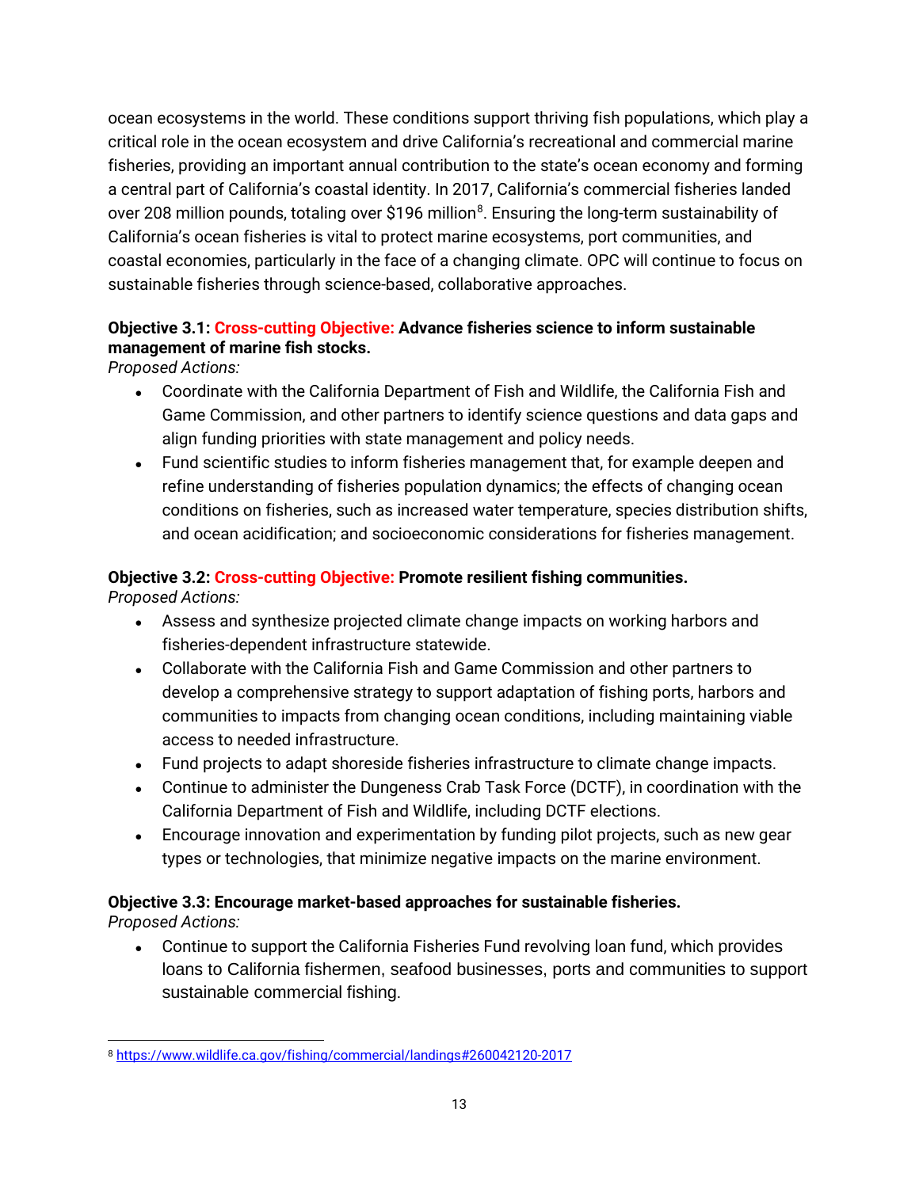ocean ecosystems in the world. These conditions support thriving fish populations, which play a critical role in the ocean ecosystem and drive California's recreational and commercial marine fisheries, providing an important annual contribution to the state's ocean economy and forming a central part of California's coastal identity. In 2017, California's commercial fisheries landed over 208 million pounds, totaling over $196 million[8]. Ensuring the long-term sustainability of California's ocean fisheries is vital to protect marine ecosystems, port communities, and coastal economies, particularly in the face of a changing climate. OPC will continue to focus on sustainable fisheries through science-based, collaborative approaches.

**Objective 3.1: Cross-cutting Objective: Advance fisheries science to inform sustainable management of marine fish stocks.**

*Proposed Actions:*

- Coordinate with the California Department of Fish and Wildlife, the California Fish and Game Commission, and other partners to identify science questions and data gaps and align funding priorities with state management and policy needs.
- Fund scientific studies to inform fisheries management that, for example deepen and refine understanding of fisheries population dynamics; the effects of changing ocean conditions on fisheries, such as increased water temperature, species distribution shifts, and ocean acidification; and socioeconomic considerations for fisheries management.

**Objective 3.2: Cross-cutting Objective: Promote resilient fishing communities.**

*Proposed Actions:*

- Assess and synthesize projected climate change impacts on working harbors and fisheries-dependent infrastructure statewide.
- Collaborate with the California Fish and Game Commission and other partners to develop a comprehensive strategy to support adaptation of fishing ports, harbors and communities to impacts from changing ocean conditions, including maintaining viable access to needed infrastructure.
- Fund projects to adapt shoreside fisheries infrastructure to climate change impacts.
- Continue to administer the Dungeness Crab Task Force (DCTF), in coordination with the California Department of Fish and Wildlife, including DCTF elections.
- Encourage innovation and experimentation by funding pilot projects, such as new gear types or technologies, that minimize negative impacts on the marine environment.

**Objective 3.3: Encourage market-based approaches for sustainable fisheries.**

*Proposed Actions:*

- Continue to support the California Fisheries Fund revolving loan fund, which provides loans to California fishermen, seafood businesses, ports and communities to support sustainable commercial fishing.

---

[8] https://www.wildlife.ca.gov/fishing/commercial/landings#260042120-2017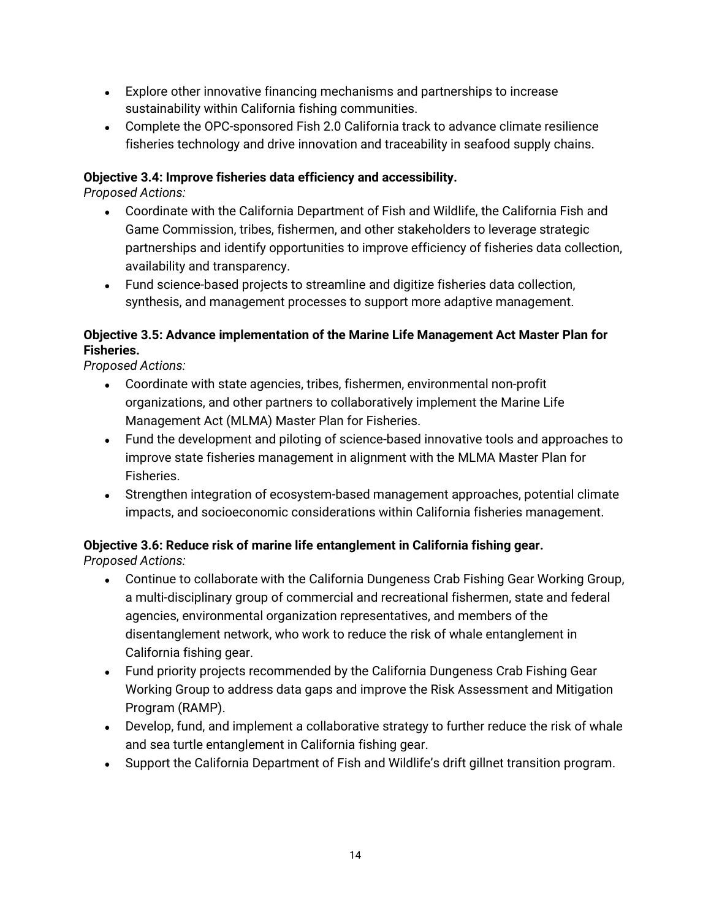- Explore other innovative financing mechanisms and partnerships to increase sustainability within California fishing communities.
- Complete the OPC-sponsored Fish 2.0 California track to advance climate resilience fisheries technology and drive innovation and traceability in seafood supply chains.

**Objective 3.4: Improve fisheries data efficiency and accessibility.**
*Proposed Actions:*

- Coordinate with the California Department of Fish and Wildlife, the California Fish and Game Commission, tribes, fishermen, and other stakeholders to leverage strategic partnerships and identify opportunities to improve efficiency of fisheries data collection, availability and transparency.
- Fund science-based projects to streamline and digitize fisheries data collection, synthesis, and management processes to support more adaptive management.

**Objective 3.5: Advance implementation of the Marine Life Management Act Master Plan for Fisheries.**
*Proposed Actions:*

- Coordinate with state agencies, tribes, fishermen, environmental non-profit organizations, and other partners to collaboratively implement the Marine Life Management Act (MLMA) Master Plan for Fisheries.
- Fund the development and piloting of science-based innovative tools and approaches to improve state fisheries management in alignment with the MLMA Master Plan for Fisheries.
- Strengthen integration of ecosystem-based management approaches, potential climate impacts, and socioeconomic considerations within California fisheries management.

**Objective 3.6: Reduce risk of marine life entanglement in California fishing gear.**
*Proposed Actions:*

- Continue to collaborate with the California Dungeness Crab Fishing Gear Working Group, a multi-disciplinary group of commercial and recreational fishermen, state and federal agencies, environmental organization representatives, and members of the disentanglement network, who work to reduce the risk of whale entanglement in California fishing gear.
- Fund priority projects recommended by the California Dungeness Crab Fishing Gear Working Group to address data gaps and improve the Risk Assessment and Mitigation Program (RAMP).
- Develop, fund, and implement a collaborative strategy to further reduce the risk of whale and sea turtle entanglement in California fishing gear.
- Support the California Department of Fish and Wildlife's drift gillnet transition program.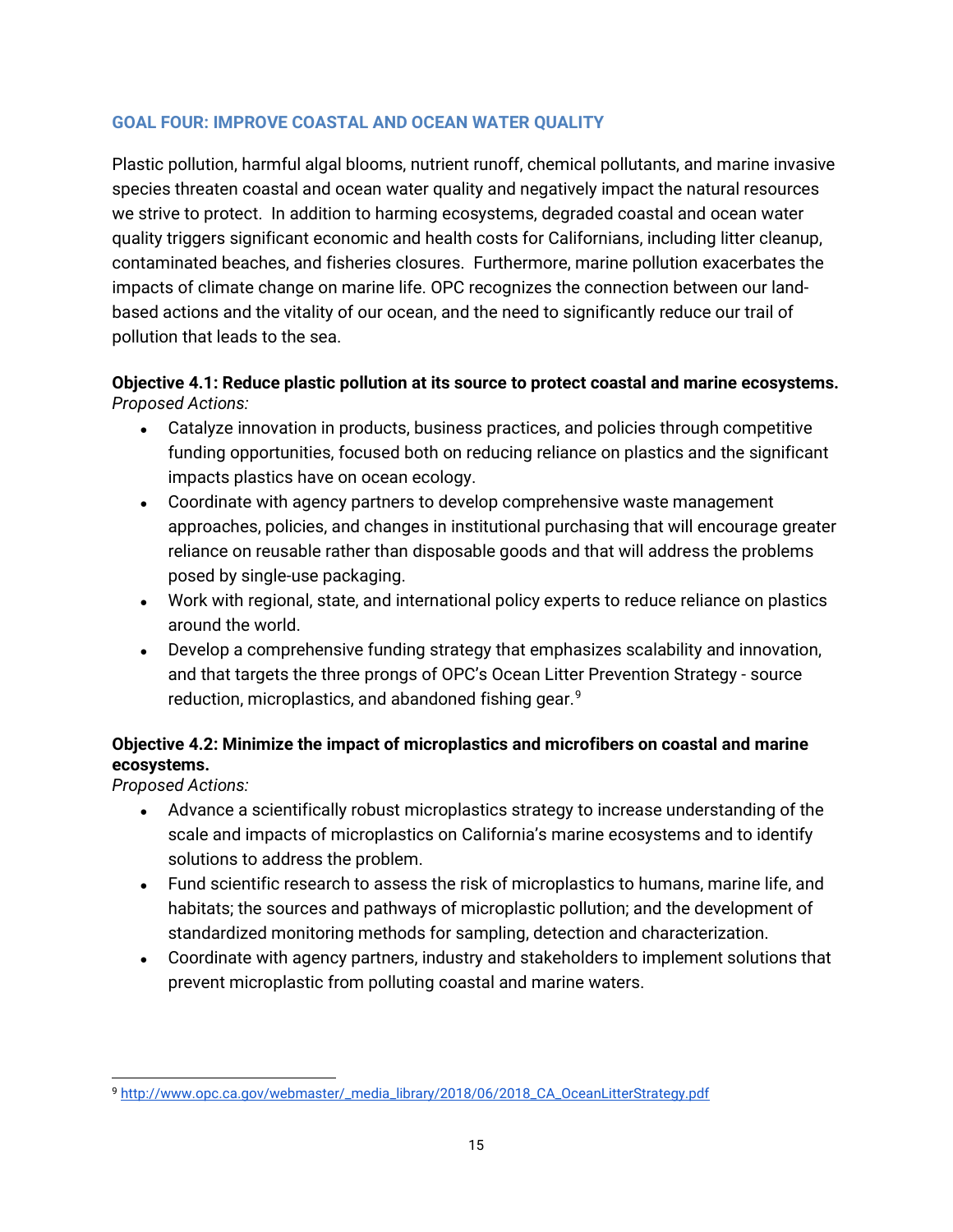## GOAL FOUR: IMPROVE COASTAL AND OCEAN WATER QUALITY

Plastic pollution, harmful algal blooms, nutrient runoff, chemical pollutants, and marine invasive species threaten coastal and ocean water quality and negatively impact the natural resources we strive to protect. In addition to harming ecosystems, degraded coastal and ocean water quality triggers significant economic and health costs for Californians, including litter cleanup, contaminated beaches, and fisheries closures. Furthermore, marine pollution exacerbates the impacts of climate change on marine life. OPC recognizes the connection between our land-based actions and the vitality of our ocean, and the need to significantly reduce our trail of pollution that leads to the sea.

**Objective 4.1: Reduce plastic pollution at its source to protect coastal and marine ecosystems.**
*Proposed Actions:*

- Catalyze innovation in products, business practices, and policies through competitive funding opportunities, focused both on reducing reliance on plastics and the significant impacts plastics have on ocean ecology.
- Coordinate with agency partners to develop comprehensive waste management approaches, policies, and changes in institutional purchasing that will encourage greater reliance on reusable rather than disposable goods and that will address the problems posed by single-use packaging.
- Work with regional, state, and international policy experts to reduce reliance on plastics around the world.
- Develop a comprehensive funding strategy that emphasizes scalability and innovation, and that targets the three prongs of OPC's Ocean Litter Prevention Strategy - source reduction, microplastics, and abandoned fishing gear.[9]

**Objective 4.2: Minimize the impact of microplastics and microfibers on coastal and marine ecosystems.**
*Proposed Actions:*

- Advance a scientifically robust microplastics strategy to increase understanding of the scale and impacts of microplastics on California's marine ecosystems and to identify solutions to address the problem.
- Fund scientific research to assess the risk of microplastics to humans, marine life, and habitats; the sources and pathways of microplastic pollution; and the development of standardized monitoring methods for sampling, detection and characterization.
- Coordinate with agency partners, industry and stakeholders to implement solutions that prevent microplastic from polluting coastal and marine waters.

[9] http://www.opc.ca.gov/webmaster/_media_library/2018/06/2018_CA_OceanLitterStrategy.pdf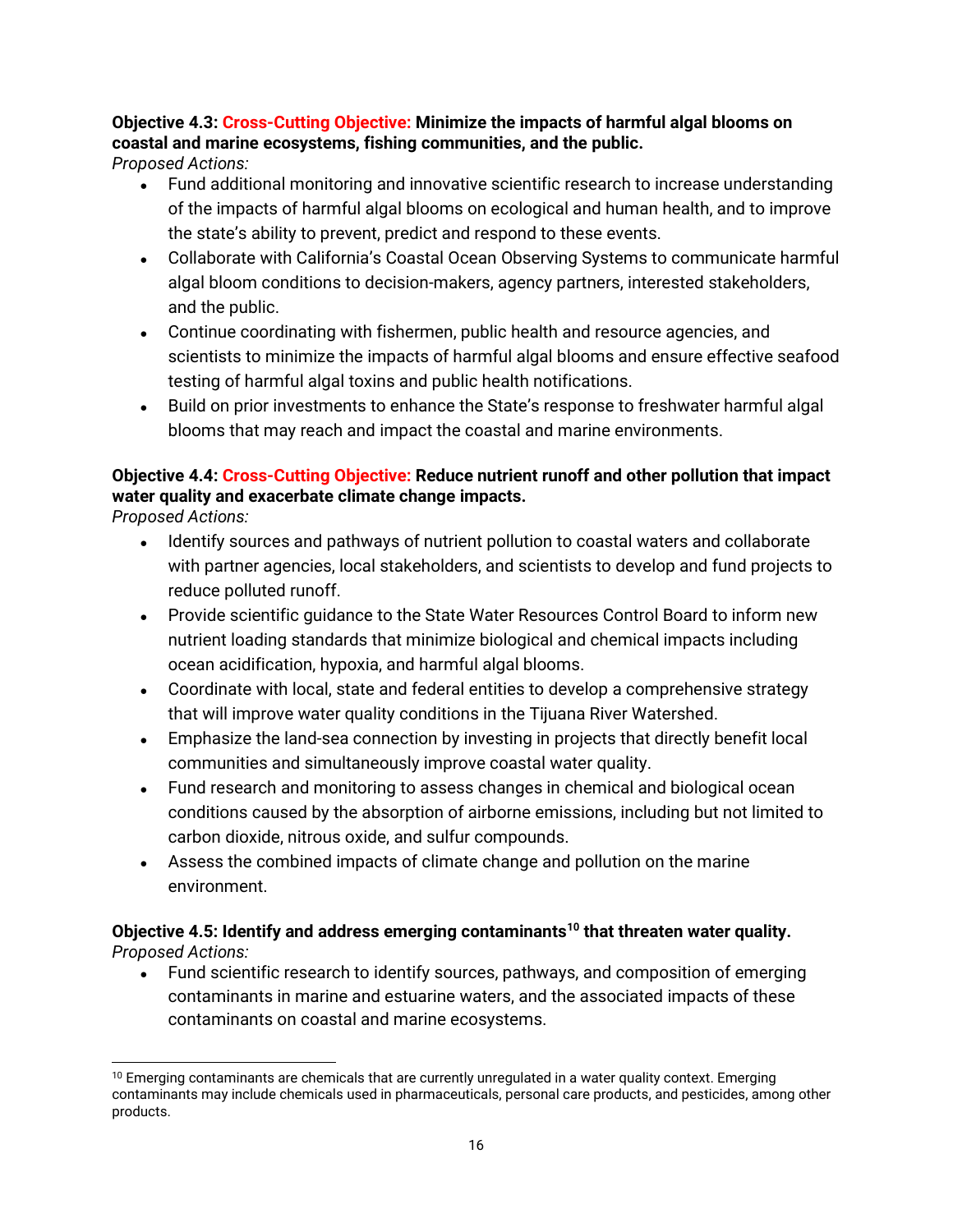**Objective 4.3: Cross-Cutting Objective: Minimize the impacts of harmful algal blooms on coastal and marine ecosystems, fishing communities, and the public.**
*Proposed Actions:*

- Fund additional monitoring and innovative scientific research to increase understanding of the impacts of harmful algal blooms on ecological and human health, and to improve the state's ability to prevent, predict and respond to these events.
- Collaborate with California's Coastal Ocean Observing Systems to communicate harmful algal bloom conditions to decision-makers, agency partners, interested stakeholders, and the public.
- Continue coordinating with fishermen, public health and resource agencies, and scientists to minimize the impacts of harmful algal blooms and ensure effective seafood testing of harmful algal toxins and public health notifications.
- Build on prior investments to enhance the State's response to freshwater harmful algal blooms that may reach and impact the coastal and marine environments.

**Objective 4.4: Cross-Cutting Objective: Reduce nutrient runoff and other pollution that impact water quality and exacerbate climate change impacts.**
*Proposed Actions:*

- Identify sources and pathways of nutrient pollution to coastal waters and collaborate with partner agencies, local stakeholders, and scientists to develop and fund projects to reduce polluted runoff.
- Provide scientific guidance to the State Water Resources Control Board to inform new nutrient loading standards that minimize biological and chemical impacts including ocean acidification, hypoxia, and harmful algal blooms.
- Coordinate with local, state and federal entities to develop a comprehensive strategy that will improve water quality conditions in the Tijuana River Watershed.
- Emphasize the land-sea connection by investing in projects that directly benefit local communities and simultaneously improve coastal water quality.
- Fund research and monitoring to assess changes in chemical and biological ocean conditions caused by the absorption of airborne emissions, including but not limited to carbon dioxide, nitrous oxide, and sulfur compounds.
- Assess the combined impacts of climate change and pollution on the marine environment.

**Objective 4.5: Identify and address emerging contaminants[10] that threaten water quality.**
*Proposed Actions:*

- Fund scientific research to identify sources, pathways, and composition of emerging contaminants in marine and estuarine waters, and the associated impacts of these contaminants on coastal and marine ecosystems.

[10] Emerging contaminants are chemicals that are currently unregulated in a water quality context. Emerging contaminants may include chemicals used in pharmaceuticals, personal care products, and pesticides, among other products.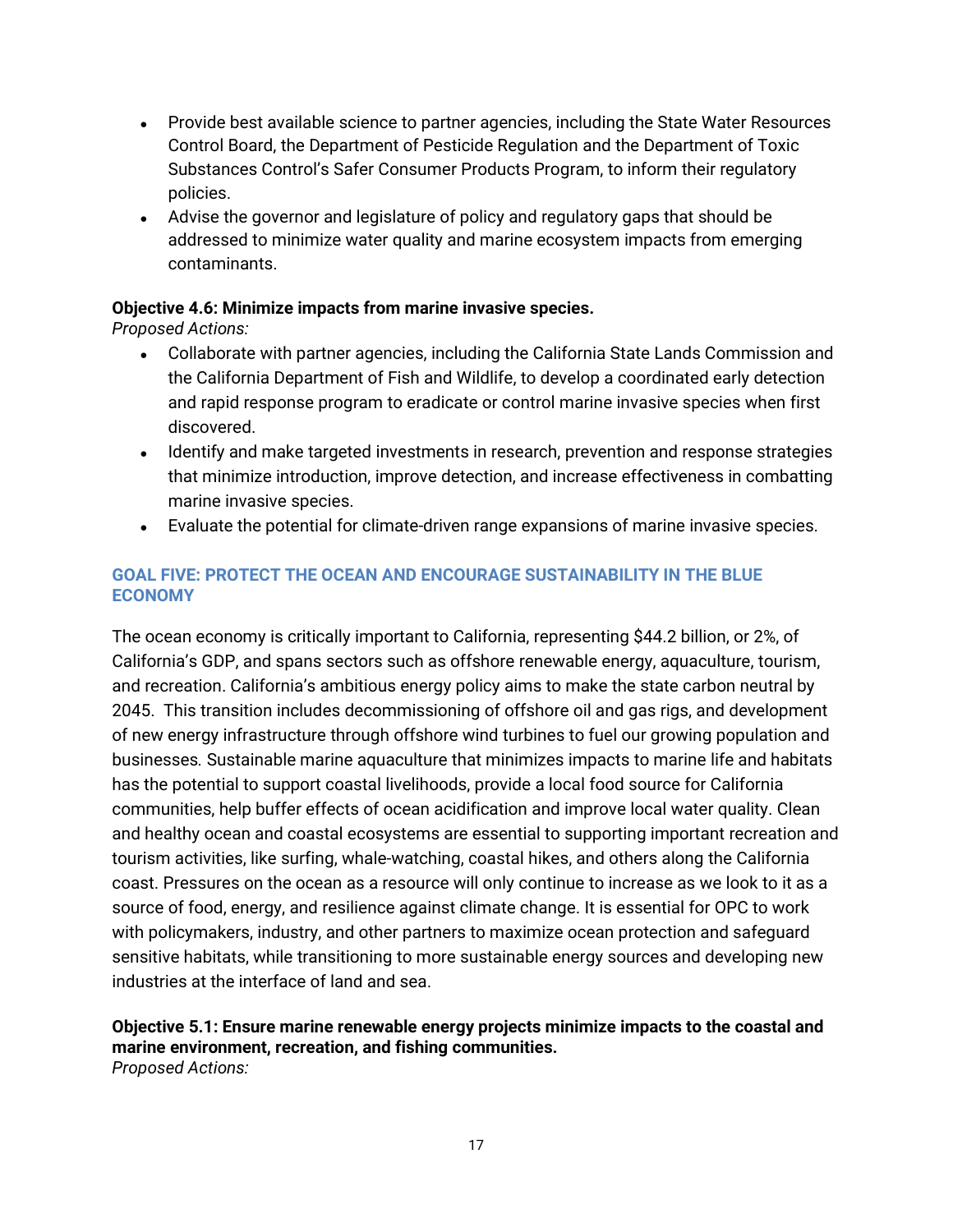- Provide best available science to partner agencies, including the State Water Resources Control Board, the Department of Pesticide Regulation and the Department of Toxic Substances Control's Safer Consumer Products Program, to inform their regulatory policies.
- Advise the governor and legislature of policy and regulatory gaps that should be addressed to minimize water quality and marine ecosystem impacts from emerging contaminants.

**Objective 4.6: Minimize impacts from marine invasive species.**
*Proposed Actions:*

- Collaborate with partner agencies, including the California State Lands Commission and the California Department of Fish and Wildlife, to develop a coordinated early detection and rapid response program to eradicate or control marine invasive species when first discovered.
- Identify and make targeted investments in research, prevention and response strategies that minimize introduction, improve detection, and increase effectiveness in combatting marine invasive species.
- Evaluate the potential for climate-driven range expansions of marine invasive species.

## GOAL FIVE: PROTECT THE OCEAN AND ENCOURAGE SUSTAINABILITY IN THE BLUE ECONOMY

The ocean economy is critically important to California, representing $44.2 billion, or 2%, of California's GDP, and spans sectors such as offshore renewable energy, aquaculture, tourism, and recreation. California's ambitious energy policy aims to make the state carbon neutral by 2045. This transition includes decommissioning of offshore oil and gas rigs, and development of new energy infrastructure through offshore wind turbines to fuel our growing population and businesses. Sustainable marine aquaculture that minimizes impacts to marine life and habitats has the potential to support coastal livelihoods, provide a local food source for California communities, help buffer effects of ocean acidification and improve local water quality. Clean and healthy ocean and coastal ecosystems are essential to supporting important recreation and tourism activities, like surfing, whale-watching, coastal hikes, and others along the California coast. Pressures on the ocean as a resource will only continue to increase as we look to it as a source of food, energy, and resilience against climate change. It is essential for OPC to work with policymakers, industry, and other partners to maximize ocean protection and safeguard sensitive habitats, while transitioning to more sustainable energy sources and developing new industries at the interface of land and sea.

**Objective 5.1: Ensure marine renewable energy projects minimize impacts to the coastal and marine environment, recreation, and fishing communities.**
*Proposed Actions:*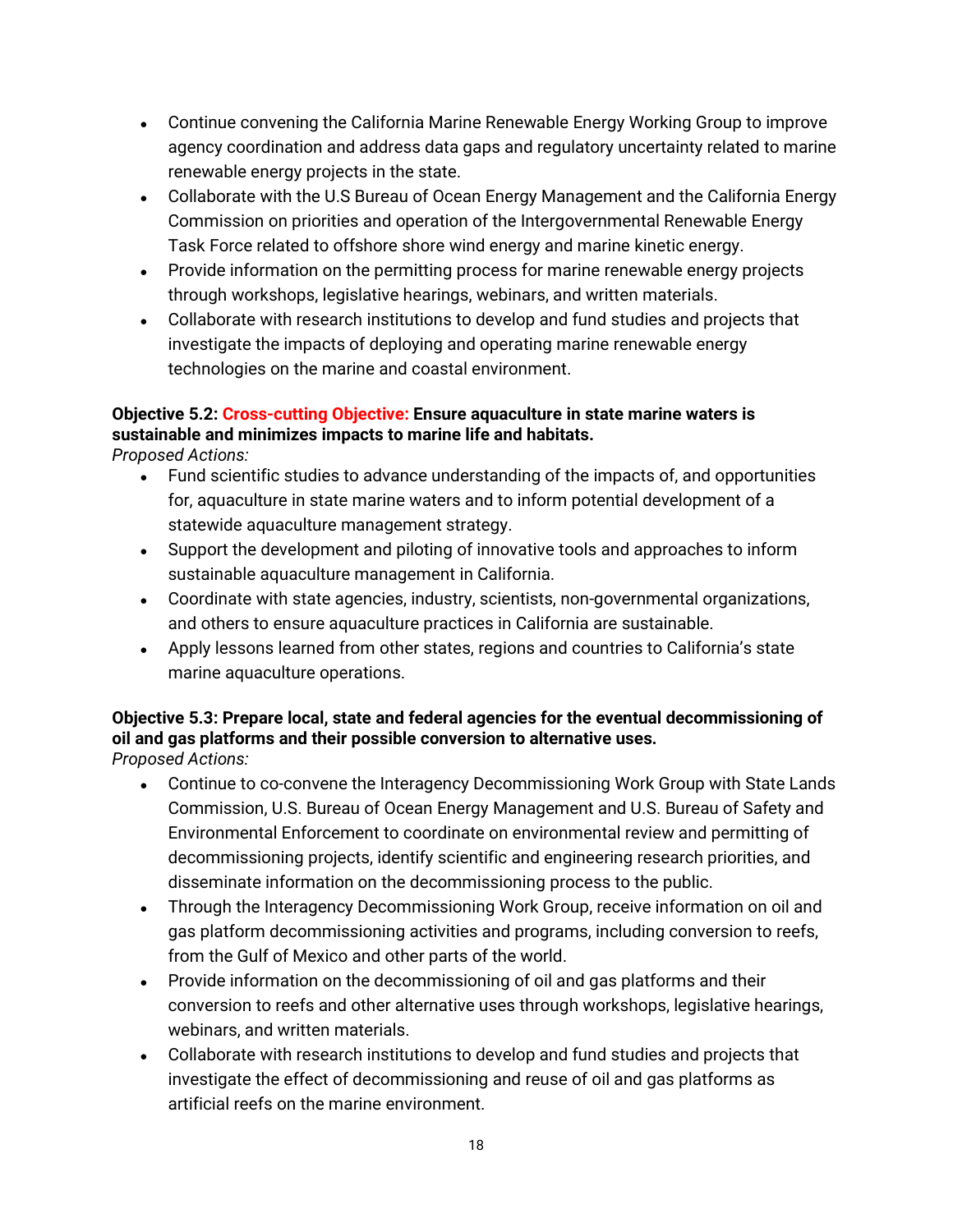- Continue convening the California Marine Renewable Energy Working Group to improve agency coordination and address data gaps and regulatory uncertainty related to marine renewable energy projects in the state.
- Collaborate with the U.S Bureau of Ocean Energy Management and the California Energy Commission on priorities and operation of the Intergovernmental Renewable Energy Task Force related to offshore shore wind energy and marine kinetic energy.
- Provide information on the permitting process for marine renewable energy projects through workshops, legislative hearings, webinars, and written materials.
- Collaborate with research institutions to develop and fund studies and projects that investigate the impacts of deploying and operating marine renewable energy technologies on the marine and coastal environment.

**Objective 5.2: Cross-cutting Objective: Ensure aquaculture in state marine waters is sustainable and minimizes impacts to marine life and habitats.**

*Proposed Actions:*

- Fund scientific studies to advance understanding of the impacts of, and opportunities for, aquaculture in state marine waters and to inform potential development of a statewide aquaculture management strategy.
- Support the development and piloting of innovative tools and approaches to inform sustainable aquaculture management in California.
- Coordinate with state agencies, industry, scientists, non-governmental organizations, and others to ensure aquaculture practices in California are sustainable.
- Apply lessons learned from other states, regions and countries to California's state marine aquaculture operations.

**Objective 5.3: Prepare local, state and federal agencies for the eventual decommissioning of oil and gas platforms and their possible conversion to alternative uses.**

*Proposed Actions:*

- Continue to co-convene the Interagency Decommissioning Work Group with State Lands Commission, U.S. Bureau of Ocean Energy Management and U.S. Bureau of Safety and Environmental Enforcement to coordinate on environmental review and permitting of decommissioning projects, identify scientific and engineering research priorities, and disseminate information on the decommissioning process to the public.
- Through the Interagency Decommissioning Work Group, receive information on oil and gas platform decommissioning activities and programs, including conversion to reefs, from the Gulf of Mexico and other parts of the world.
- Provide information on the decommissioning of oil and gas platforms and their conversion to reefs and other alternative uses through workshops, legislative hearings, webinars, and written materials.
- Collaborate with research institutions to develop and fund studies and projects that investigate the effect of decommissioning and reuse of oil and gas platforms as artificial reefs on the marine environment.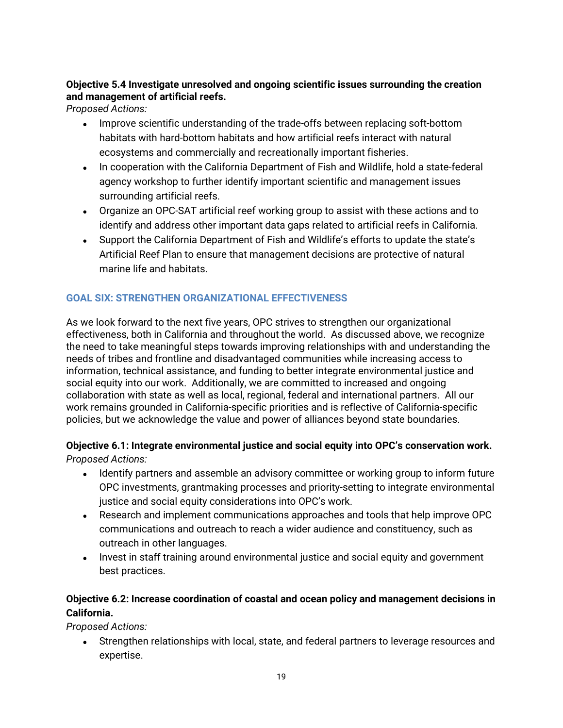**Objective 5.4 Investigate unresolved and ongoing scientific issues surrounding the creation and management of artificial reefs.**

*Proposed Actions:*

- Improve scientific understanding of the trade-offs between replacing soft-bottom habitats with hard-bottom habitats and how artificial reefs interact with natural ecosystems and commercially and recreationally important fisheries.
- In cooperation with the California Department of Fish and Wildlife, hold a state-federal agency workshop to further identify important scientific and management issues surrounding artificial reefs.
- Organize an OPC-SAT artificial reef working group to assist with these actions and to identify and address other important data gaps related to artificial reefs in California.
- Support the California Department of Fish and Wildlife's efforts to update the state's Artificial Reef Plan to ensure that management decisions are protective of natural marine life and habitats.

## GOAL SIX: STRENGTHEN ORGANIZATIONAL EFFECTIVENESS

As we look forward to the next five years, OPC strives to strengthen our organizational effectiveness, both in California and throughout the world. As discussed above, we recognize the need to take meaningful steps towards improving relationships with and understanding the needs of tribes and frontline and disadvantaged communities while increasing access to information, technical assistance, and funding to better integrate environmental justice and social equity into our work. Additionally, we are committed to increased and ongoing collaboration with state as well as local, regional, federal and international partners. All our work remains grounded in California-specific priorities and is reflective of California-specific policies, but we acknowledge the value and power of alliances beyond state boundaries.

**Objective 6.1: Integrate environmental justice and social equity into OPC's conservation work.**

*Proposed Actions:*

- Identify partners and assemble an advisory committee or working group to inform future OPC investments, grantmaking processes and priority-setting to integrate environmental justice and social equity considerations into OPC's work.
- Research and implement communications approaches and tools that help improve OPC communications and outreach to reach a wider audience and constituency, such as outreach in other languages.
- Invest in staff training around environmental justice and social equity and government best practices.

**Objective 6.2: Increase coordination of coastal and ocean policy and management decisions in California.**

*Proposed Actions:*

- Strengthen relationships with local, state, and federal partners to leverage resources and expertise.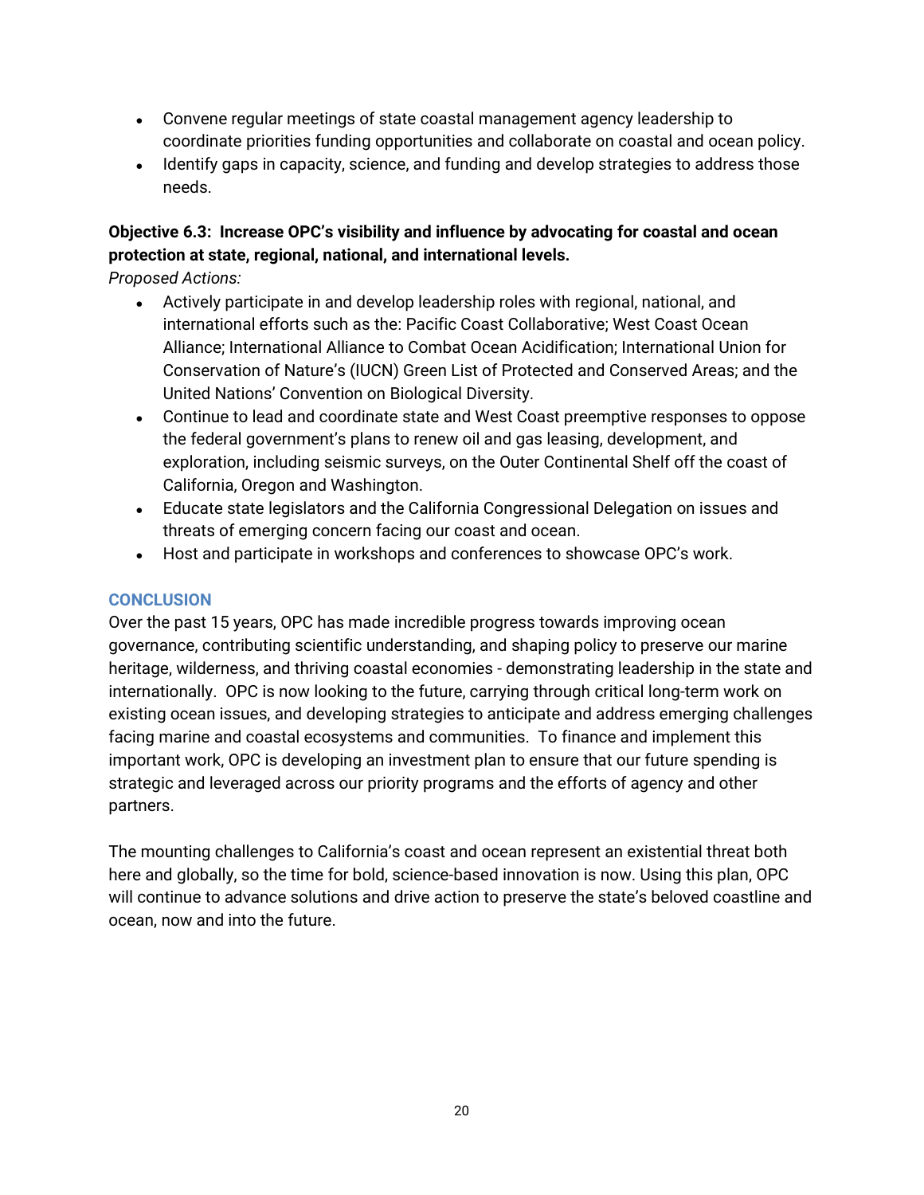- Convene regular meetings of state coastal management agency leadership to coordinate priorities funding opportunities and collaborate on coastal and ocean policy.
- Identify gaps in capacity, science, and funding and develop strategies to address those needs.

**Objective 6.3: Increase OPC's visibility and influence by advocating for coastal and ocean protection at state, regional, national, and international levels.**

*Proposed Actions:*

- Actively participate in and develop leadership roles with regional, national, and international efforts such as the: Pacific Coast Collaborative; West Coast Ocean Alliance; International Alliance to Combat Ocean Acidification; International Union for Conservation of Nature's (IUCN) Green List of Protected and Conserved Areas; and the United Nations' Convention on Biological Diversity.
- Continue to lead and coordinate state and West Coast preemptive responses to oppose the federal government's plans to renew oil and gas leasing, development, and exploration, including seismic surveys, on the Outer Continental Shelf off the coast of California, Oregon and Washington.
- Educate state legislators and the California Congressional Delegation on issues and threats of emerging concern facing our coast and ocean.
- Host and participate in workshops and conferences to showcase OPC's work.

## CONCLUSION

Over the past 15 years, OPC has made incredible progress towards improving ocean governance, contributing scientific understanding, and shaping policy to preserve our marine heritage, wilderness, and thriving coastal economies - demonstrating leadership in the state and internationally. OPC is now looking to the future, carrying through critical long-term work on existing ocean issues, and developing strategies to anticipate and address emerging challenges facing marine and coastal ecosystems and communities. To finance and implement this important work, OPC is developing an investment plan to ensure that our future spending is strategic and leveraged across our priority programs and the efforts of agency and other partners.

The mounting challenges to California's coast and ocean represent an existential threat both here and globally, so the time for bold, science-based innovation is now. Using this plan, OPC will continue to advance solutions and drive action to preserve the state's beloved coastline and ocean, now and into the future.